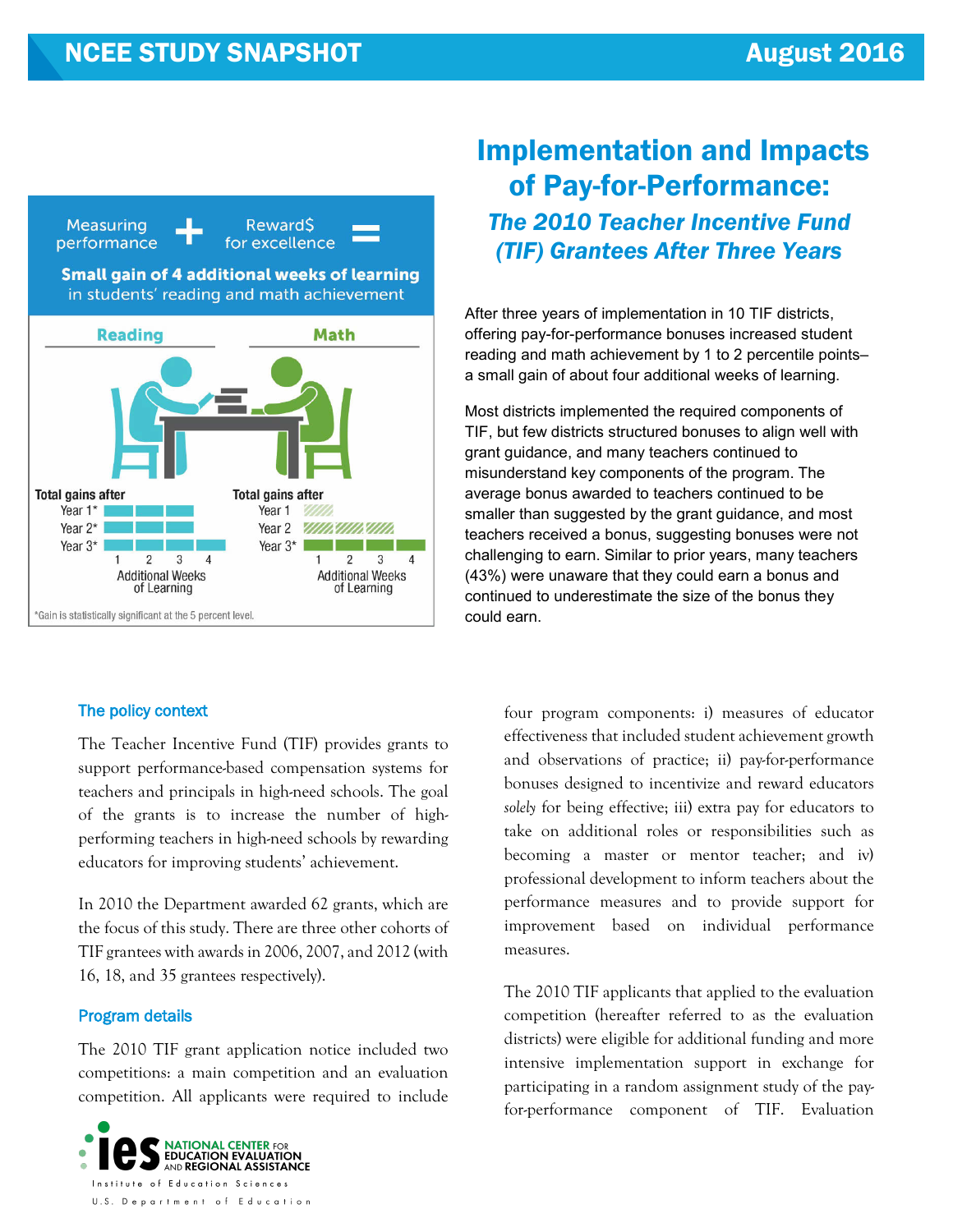NCEE STUDY SNAPSHOT — August 2016

# Implementation and Impacts of Pay-for-Performance:

## *The 2010 Teacher Incentive Fund (TIF) Grantees After Three Years*

Measuring performance + Reward$ for excellence =

**Small gain of 4 additional weeks of learning** in students' reading and math achievement

**Reading** — Total gains after: Year 1*, Year 2*, Year 3* (Additional Weeks of Learning: 1, 2, 3, 4)

**Math** — Total gains after: Year 1, Year 2, Year 3* (Additional Weeks of Learning: 1, 2, 3, 4)

*Gain is statistically significant at the 5 percent level.

After three years of implementation in 10 TIF districts, offering pay-for-performance bonuses increased student reading and math achievement by 1 to 2 percentile points– a small gain of about four additional weeks of learning.

Most districts implemented the required components of TIF, but few districts structured bonuses to align well with grant guidance, and many teachers continued to misunderstand key components of the program. The average bonus awarded to teachers continued to be smaller than suggested by the grant guidance, and most teachers received a bonus, suggesting bonuses were not challenging to earn. Similar to prior years, many teachers (43%) were unaware that they could earn a bonus and continued to underestimate the size of the bonus they could earn.

### The policy context

The Teacher Incentive Fund (TIF) provides grants to support performance-based compensation systems for teachers and principals in high-need schools. The goal of the grants is to increase the number of high-performing teachers in high-need schools by rewarding educators for improving students' achievement.

In 2010 the Department awarded 62 grants, which are the focus of this study. There are three other cohorts of TIF grantees with awards in 2006, 2007, and 2012 (with 16, 18, and 35 grantees respectively).

### Program details

The 2010 TIF grant application notice included two competitions: a main competition and an evaluation competition. All applicants were required to include four program components: i) measures of educator effectiveness that included student achievement growth and observations of practice; ii) pay-for-performance bonuses designed to incentivize and reward educators *solely* for being effective; iii) extra pay for educators to take on additional roles or responsibilities such as becoming a master or mentor teacher; and iv) professional development to inform teachers about the performance measures and to provide support for improvement based on individual performance measures.

The 2010 TIF applicants that applied to the evaluation competition (hereafter referred to as the evaluation districts) were eligible for additional funding and more intensive implementation support in exchange for participating in a random assignment study of the pay-for-performance component of TIF. Evaluation

ies — NATIONAL CENTER FOR EDUCATION EVALUATION AND REGIONAL ASSISTANCE — Institute of Education Sciences — U.S. Department of Education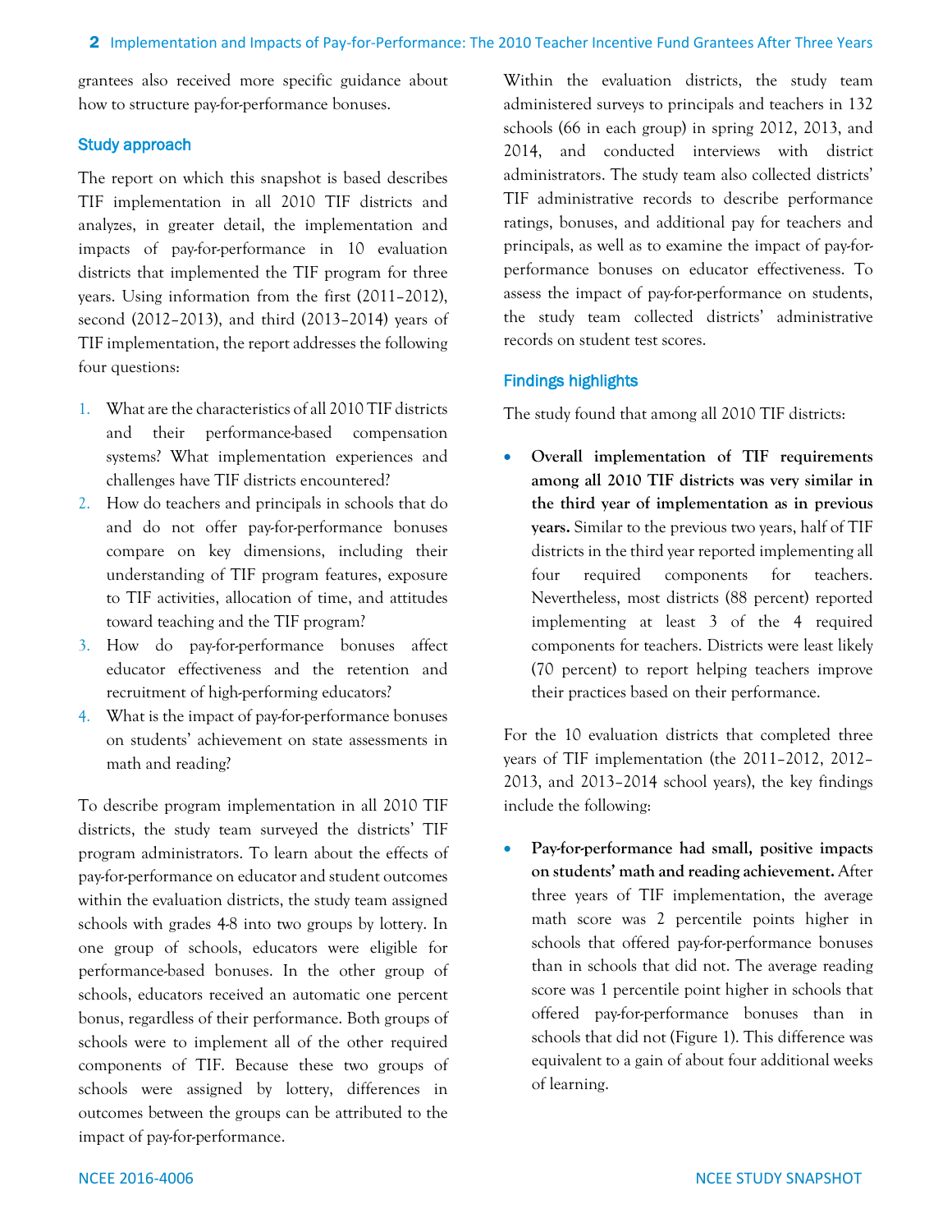grantees also received more specific guidance about how to structure pay-for-performance bonuses.

### Study approach

The report on which this snapshot is based describes TIF implementation in all 2010 TIF districts and analyzes, in greater detail, the implementation and impacts of pay-for-performance in 10 evaluation districts that implemented the TIF program for three years. Using information from the first (2011–2012), second (2012–2013), and third (2013–2014) years of TIF implementation, the report addresses the following four questions:

1. What are the characteristics of all 2010 TIF districts and their performance-based compensation systems? What implementation experiences and challenges have TIF districts encountered?
2. How do teachers and principals in schools that do and do not offer pay-for-performance bonuses compare on key dimensions, including their understanding of TIF program features, exposure to TIF activities, allocation of time, and attitudes toward teaching and the TIF program?
3. How do pay-for-performance bonuses affect educator effectiveness and the retention and recruitment of high-performing educators?
4. What is the impact of pay-for-performance bonuses on students' achievement on state assessments in math and reading?

To describe program implementation in all 2010 TIF districts, the study team surveyed the districts' TIF program administrators. To learn about the effects of pay-for-performance on educator and student outcomes within the evaluation districts, the study team assigned schools with grades 4-8 into two groups by lottery. In one group of schools, educators were eligible for performance-based bonuses. In the other group of schools, educators received an automatic one percent bonus, regardless of their performance. Both groups of schools were to implement all of the other required components of TIF. Because these two groups of schools were assigned by lottery, differences in outcomes between the groups can be attributed to the impact of pay-for-performance.

Within the evaluation districts, the study team administered surveys to principals and teachers in 132 schools (66 in each group) in spring 2012, 2013, and 2014, and conducted interviews with district administrators. The study team also collected districts' TIF administrative records to describe performance ratings, bonuses, and additional pay for teachers and principals, as well as to examine the impact of pay-for-performance bonuses on educator effectiveness. To assess the impact of pay-for-performance on students, the study team collected districts' administrative records on student test scores.

### Findings highlights

The study found that among all 2010 TIF districts:

- **Overall implementation of TIF requirements among all 2010 TIF districts was very similar in the third year of implementation as in previous years.** Similar to the previous two years, half of TIF districts in the third year reported implementing all four required components for teachers. Nevertheless, most districts (88 percent) reported implementing at least 3 of the 4 required components for teachers. Districts were least likely (70 percent) to report helping teachers improve their practices based on their performance.

For the 10 evaluation districts that completed three years of TIF implementation (the 2011–2012, 2012–2013, and 2013–2014 school years), the key findings include the following:

- **Pay-for-performance had small, positive impacts on students' math and reading achievement.** After three years of TIF implementation, the average math score was 2 percentile points higher in schools that offered pay-for-performance bonuses than in schools that did not. The average reading score was 1 percentile point higher in schools that offered pay-for-performance bonuses than in schools that did not (Figure 1). This difference was equivalent to a gain of about four additional weeks of learning.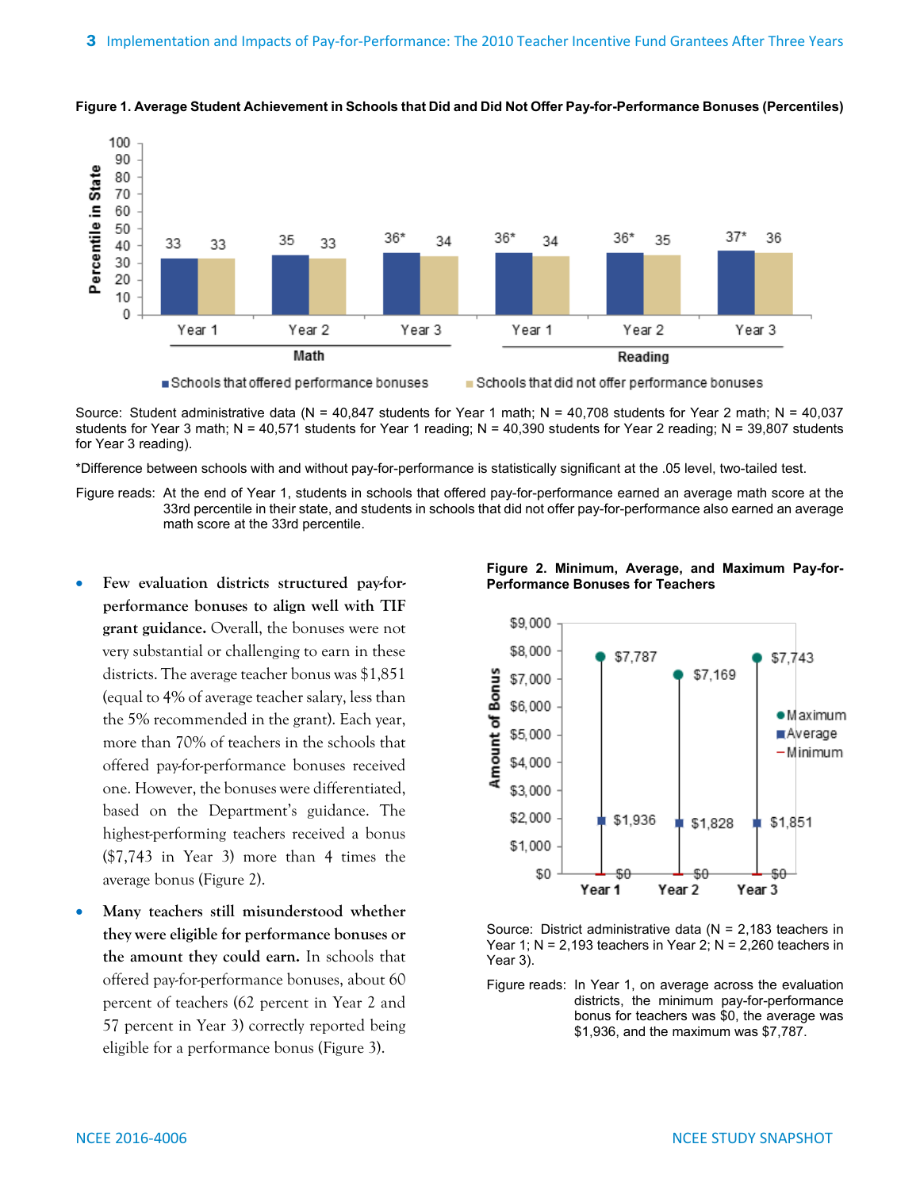**Figure 1. Average Student Achievement in Schools that Did and Did Not Offer Pay-for-Performance Bonuses (Percentiles)**

| | Math Year 1 | Math Year 2 | Math Year 3 | Reading Year 1 | Reading Year 2 | Reading Year 3 |
|---|---|---|---|---|---|---|
| Schools that offered performance bonuses | 33 | 35 | 36* | 36* | 36* | 37* |
| Schools that did not offer performance bonuses | 33 | 33 | 34 | 34 | 35 | 36 |

Source: Student administrative data (N = 40,847 students for Year 1 math; N = 40,708 students for Year 2 math; N = 40,037 students for Year 3 math; N = 40,571 students for Year 1 reading; N = 40,390 students for Year 2 reading; N = 39,807 students for Year 3 reading).

*Difference between schools with and without pay-for-performance is statistically significant at the .05 level, two-tailed test.

Figure reads: At the end of Year 1, students in schools that offered pay-for-performance earned an average math score at the 33rd percentile in their state, and students in schools that did not offer pay-for-performance also earned an average math score at the 33rd percentile.

- **Few evaluation districts structured pay-for-performance bonuses to align well with TIF grant guidance.** Overall, the bonuses were not very substantial or challenging to earn in these districts. The average teacher bonus was $1,851 (equal to 4% of average teacher salary, less than the 5% recommended in the grant). Each year, more than 70% of teachers in the schools that offered pay-for-performance bonuses received one. However, the bonuses were differentiated, based on the Department's guidance. The highest-performing teachers received a bonus ($7,743 in Year 3) more than 4 times the average bonus (Figure 2).

- **Many teachers still misunderstood whether they were eligible for performance bonuses or the amount they could earn.** In schools that offered pay-for-performance bonuses, about 60 percent of teachers (62 percent in Year 2 and 57 percent in Year 3) correctly reported being eligible for a performance bonus (Figure 3).

**Figure 2. Minimum, Average, and Maximum Pay-for-Performance Bonuses for Teachers**

| | Year 1 | Year 2 | Year 3 |
|---|---|---|---|
| Maximum | $7,787 | $7,169 | $7,743 |
| Average | $1,936 | $1,828 | $1,851 |
| Minimum | $0 | $0 | $0 |

Source: District administrative data (N = 2,183 teachers in Year 1; N = 2,193 teachers in Year 2; N = 2,260 teachers in Year 3).

Figure reads: In Year 1, on average across the evaluation districts, the minimum pay-for-performance bonus for teachers was $0, the average was $1,936, and the maximum was $7,787.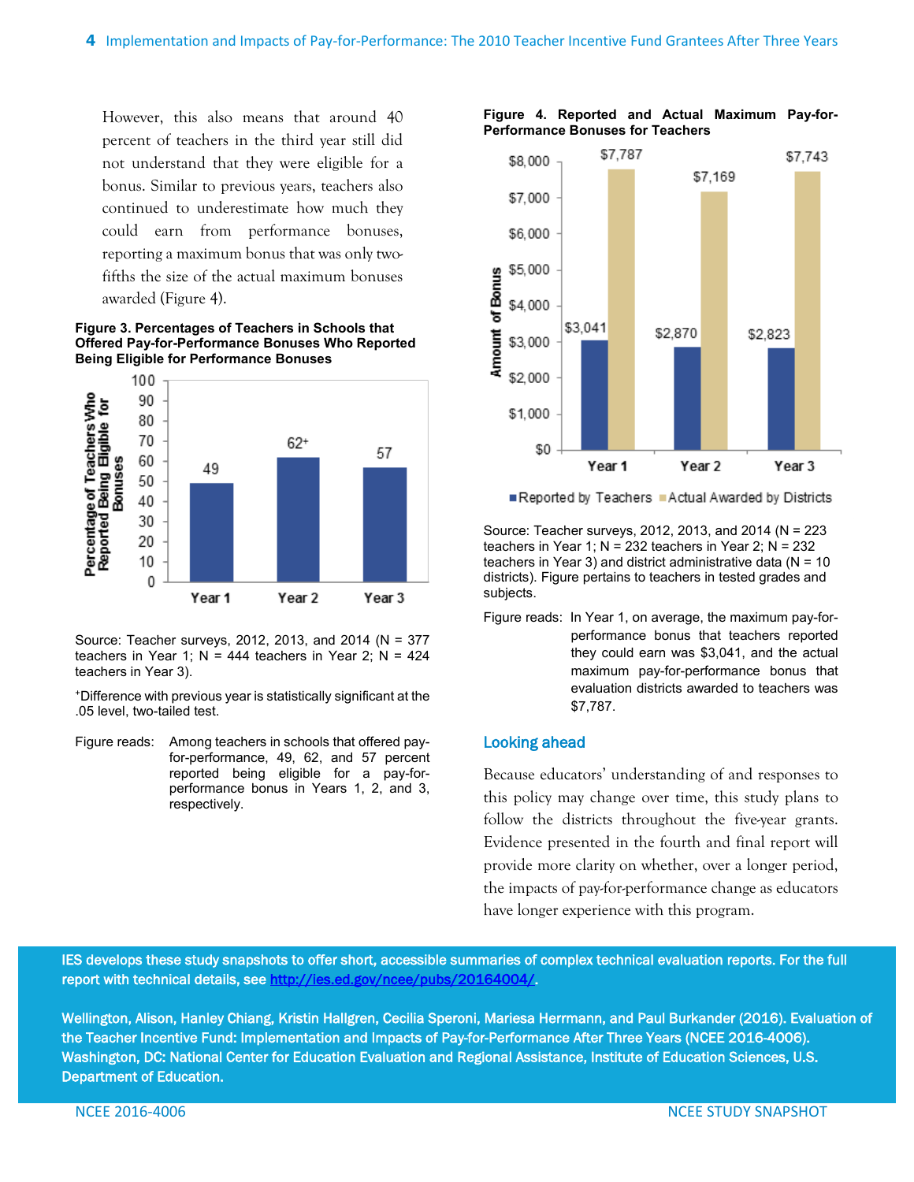However, this also means that around 40 percent of teachers in the third year still did not understand that they were eligible for a bonus. Similar to previous years, teachers also continued to underestimate how much they could earn from performance bonuses, reporting a maximum bonus that was only two-fifths the size of the actual maximum bonuses awarded (Figure 4).

**Figure 3. Percentages of Teachers in Schools that Offered Pay-for-Performance Bonuses Who Reported Being Eligible for Performance Bonuses**

Percentage of Teachers Who Reported Being Eligible for Bonuses

100
90
80
70
60
50
40
30
20
10
0

49
62+
57

Year 1
Year 2
Year 3

Source: Teacher surveys, 2012, 2013, and 2014 (N = 377 teachers in Year 1; N = 444 teachers in Year 2; N = 424 teachers in Year 3).

+Difference with previous year is statistically significant at the .05 level, two-tailed test.

Figure reads: Among teachers in schools that offered pay-for-performance, 49, 62, and 57 percent reported being eligible for a pay-for-performance bonus in Years 1, 2, and 3, respectively.

**Figure 4. Reported and Actual Maximum Pay-for-Performance Bonuses for Teachers**

Amount of Bonus

$8,000
$7,000
$6,000
$5,000
$4,000
$3,000
$2,000
$1,000
$0

$3,041
$7,787
$2,870
$7,169
$2,823
$7,743

Year 1
Year 2
Year 3

Reported by Teachers
Actual Awarded by Districts

Source: Teacher surveys, 2012, 2013, and 2014 (N = 223 teachers in Year 1; N = 232 teachers in Year 2; N = 232 teachers in Year 3) and district administrative data (N = 10 districts). Figure pertains to teachers in tested grades and subjects.

Figure reads: In Year 1, on average, the maximum pay-for-performance bonus that teachers reported they could earn was $3,041, and the actual maximum pay-for-performance bonus that evaluation districts awarded to teachers was $7,787.

## Looking ahead

Because educators' understanding of and responses to this policy may change over time, this study plans to follow the districts throughout the five-year grants. Evidence presented in the fourth and final report will provide more clarity on whether, over a longer period, the impacts of pay-for-performance change as educators have longer experience with this program.

**IES develops these study snapshots to offer short, accessible summaries of complex technical evaluation reports. For the full report with technical details, see [http://ies.ed.gov/ncee/pubs/20164004/](http://ies.ed.gov/ncee/pubs/20164004/).**

**Wellington, Alison, Hanley Chiang, Kristin Hallgren, Cecilia Speroni, Mariesa Herrmann, and Paul Burkander (2016). Evaluation of the Teacher Incentive Fund: Implementation and Impacts of Pay-for-Performance After Three Years (NCEE 2016-4006). Washington, DC: National Center for Education Evaluation and Regional Assistance, Institute of Education Sciences, U.S. Department of Education.**